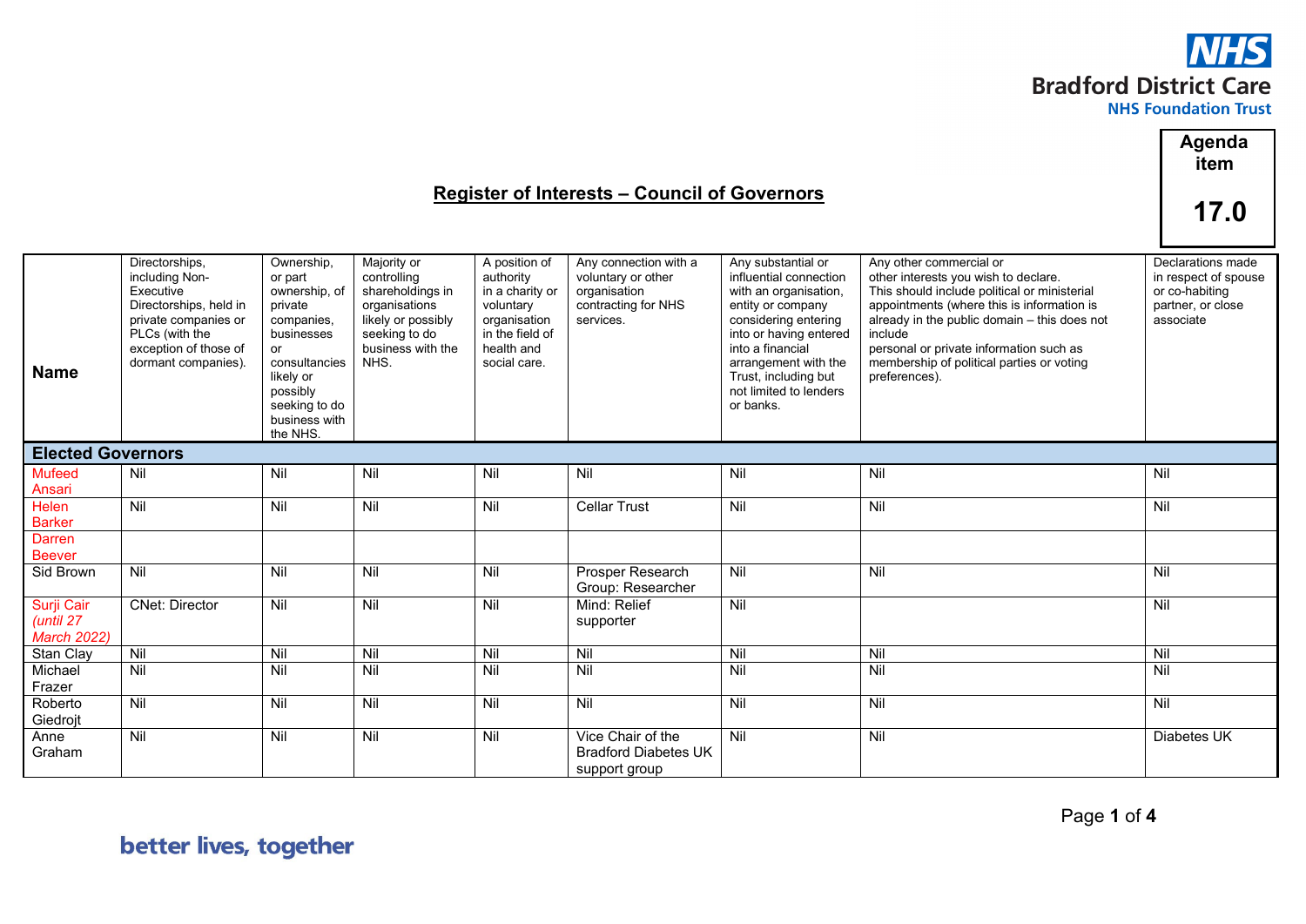Agenda item

**17.0**

## Register of Interests – Council of Governors

| Name | Directorships, including Non-Executive Directorships, held in private companies or PLCs (with the exception of those of dormant companies). | Ownership, or part ownership, of private companies, businesses or consultancies likely or possibly seeking to do business with the NHS. | Majority or controlling shareholdings in organisations likely or possibly seeking to do business with the NHS. | A position of authority in a charity or voluntary organisation in the field of health and social care. | Any connection with a voluntary or other organisation contracting for NHS services. | Any substantial or influential connection with an organisation, entity or company considering entering into or having entered into a financial arrangement with the Trust, including but not limited to lenders or banks. | Any other commercial or other interests you wish to declare. This should include political or ministerial appointments (where this is information is already in the public domain – this does not include personal or private information such as membership of political parties or voting preferences). | Declarations made in respect of spouse or co-habiting partner, or close associate |
|---|---|---|---|---|---|---|---|---|
| **Elected Governors** | | | | | | | | |
| Mufeed Ansari | Nil | Nil | Nil | Nil | Nil | Nil | Nil | Nil |
| Helen Barker | Nil | Nil | Nil | Nil | Cellar Trust | Nil | Nil | Nil |
| Darren Beever | | | | | | | | |
| Sid Brown | Nil | Nil | Nil | Nil | Prosper Research Group: Researcher | Nil | Nil | Nil |
| Surji Cair *(until 27 March 2022)* | CNet: Director | Nil | Nil | Nil | Mind: Relief supporter | Nil | | Nil |
| Stan Clay | Nil | Nil | Nil | Nil | Nil | Nil | Nil | Nil |
| Michael Frazer | Nil | Nil | Nil | Nil | Nil | Nil | Nil | Nil |
| Roberto Giedrojt | Nil | Nil | Nil | Nil | Nil | Nil | Nil | Nil |
| Anne Graham | Nil | Nil | Nil | Nil | Vice Chair of the Bradford Diabetes UK support group | Nil | Nil | Diabetes UK |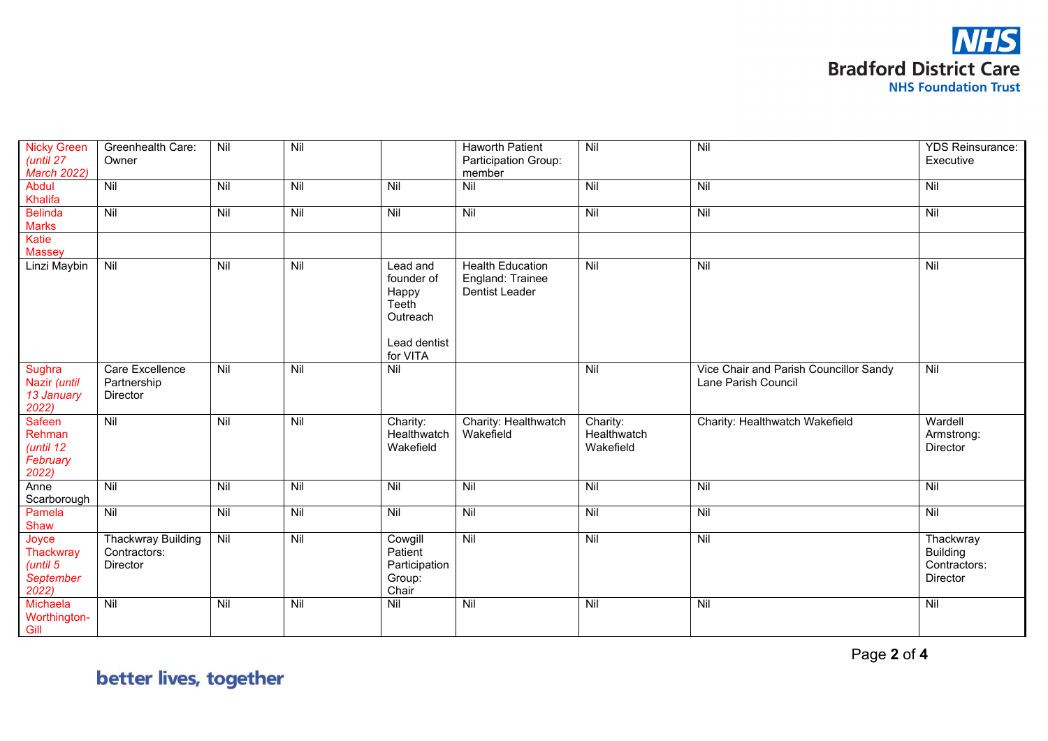| | | | | | | | | |
|---|---|---|---|---|---|---|---|---|
| Nicky Green *(until 27 March 2022)* | Greenhealth Care: Owner | Nil | Nil | | Haworth Patient Participation Group: member | Nil | Nil | YDS Reinsurance: Executive |
| Abdul Khalifa | Nil | Nil | Nil | Nil | Nil | Nil | Nil | Nil |
| Belinda Marks | Nil | Nil | Nil | Nil | Nil | Nil | Nil | Nil |
| Katie Massey | | | | | | | | |
| Linzi Maybin | Nil | Nil | Nil | Lead and founder of Happy Teeth Outreach<br><br>Lead dentist for VITA | Health Education England: Trainee Dentist Leader | Nil | Nil | Nil |
| Sughra Nazir *(until 13 January 2022)* | Care Excellence Partnership Director | Nil | Nil | Nil | | Nil | Vice Chair and Parish Councillor Sandy Lane Parish Council | Nil |
| Safeen Rehman *(until 12 February 2022)* | Nil | Nil | Nil | Charity: Healthwatch Wakefield | Charity: Healthwatch Wakefield | Charity: Healthwatch Wakefield | Charity: Healthwatch Wakefield | Wardell Armstrong: Director |
| Anne Scarborough | Nil | Nil | Nil | Nil | Nil | Nil | Nil | Nil |
| Pamela Shaw | Nil | Nil | Nil | Nil | Nil | Nil | Nil | Nil |
| Joyce Thackwray *(until 5 September 2022)* | Thackwray Building Contractors: Director | Nil | Nil | Cowgill Patient Participation Group: Chair | Nil | Nil | Nil | Thackwray Building Contractors: Director |
| Michaela Worthington-Gill | Nil | Nil | Nil | Nil | Nil | Nil | Nil | Nil |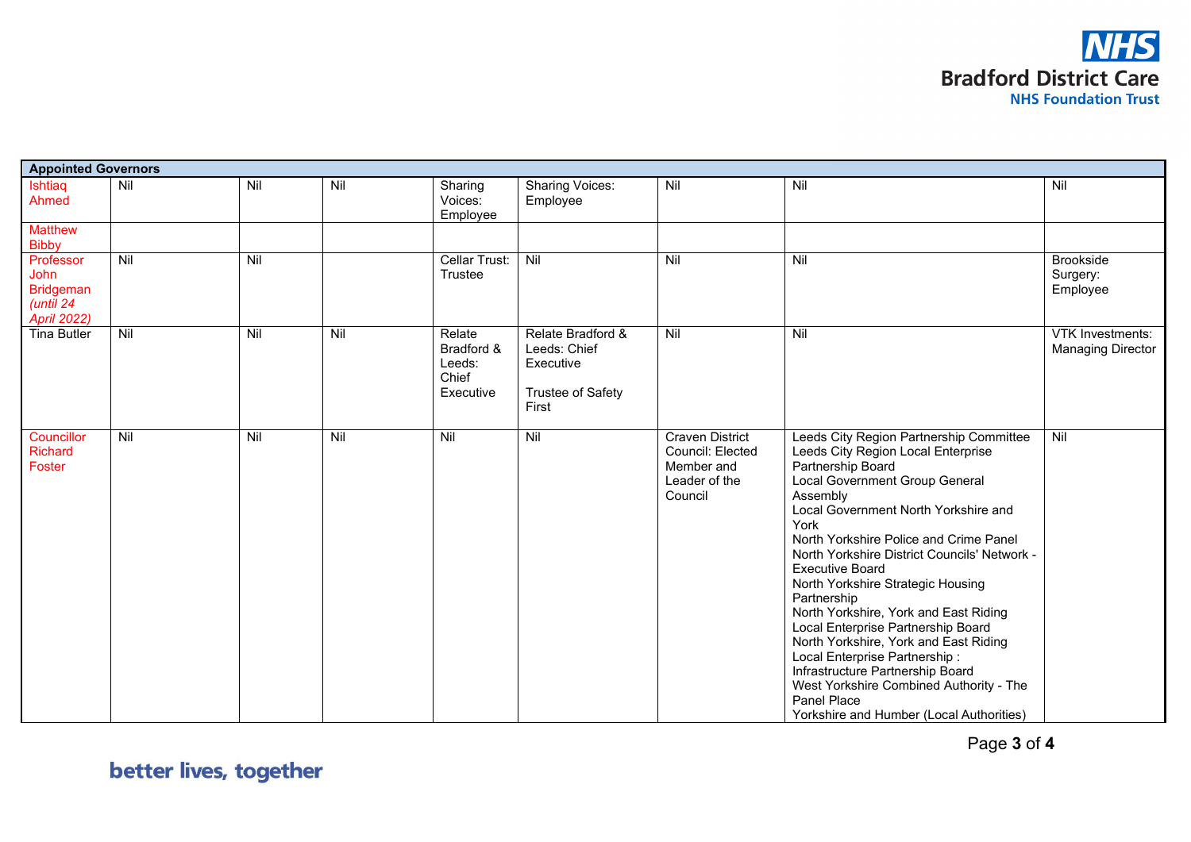| Appointed Governors | | | | | | | | |
|---|---|---|---|---|---|---|---|---|
| Ishtiaq Ahmed | Nil | Nil | Nil | Sharing Voices: Employee | Sharing Voices: Employee | Nil | Nil | Nil |
| Matthew Bibby | | | | | | | | |
| Professor John Bridgeman *(until 24 April 2022)* | Nil | Nil | | Cellar Trust: Trustee | Nil | Nil | Nil | Brookside Surgery: Employee |
| Tina Butler | Nil | Nil | Nil | Relate Bradford & Leeds: Chief Executive | Relate Bradford & Leeds: Chief Executive<br><br>Trustee of Safety First | Nil | Nil | VTK Investments: Managing Director |
| Councillor Richard Foster | Nil | Nil | Nil | Nil | Nil | Craven District Council: Elected Member and Leader of the Council | Leeds City Region Partnership Committee<br>Leeds City Region Local Enterprise Partnership Board<br>Local Government Group General Assembly<br>Local Government North Yorkshire and York<br>North Yorkshire Police and Crime Panel<br>North Yorkshire District Councils' Network - Executive Board<br>North Yorkshire Strategic Housing Partnership<br>North Yorkshire, York and East Riding Local Enterprise Partnership Board<br>North Yorkshire, York and East Riding Local Enterprise Partnership : Infrastructure Partnership Board<br>West Yorkshire Combined Authority - The Panel Place<br>Yorkshire and Humber (Local Authorities) | Nil |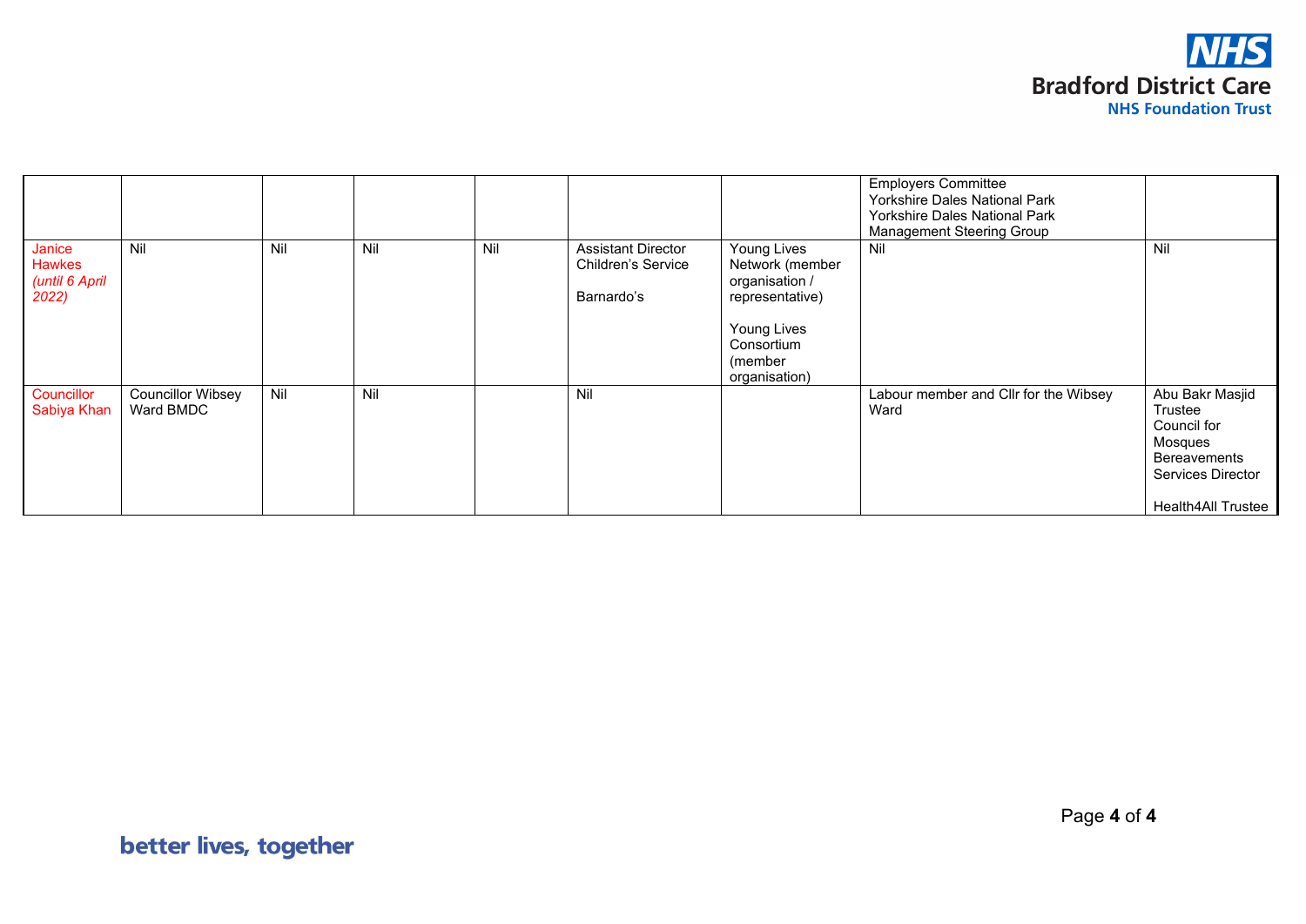| | | | | | | | | |
|---|---|---|---|---|---|---|---|---|
| | | | | | | | Employers Committee<br>Yorkshire Dales National Park<br>Yorkshire Dales National Park Management Steering Group | |
| Janice Hawkes *(until 6 April 2022)* | Nil | Nil | Nil | Nil | Assistant Director Children's Service<br><br>Barnardo's | Young Lives Network (member organisation / representative)<br><br>Young Lives Consortium (member organisation) | Nil | Nil |
| Councillor Sabiya Khan | Councillor Wibsey Ward BMDC | Nil | Nil | | Nil | | Labour member and Cllr for the Wibsey Ward | Abu Bakr Masjid Trustee<br>Council for Mosques Bereavements Services Director<br><br>Health4All Trustee |